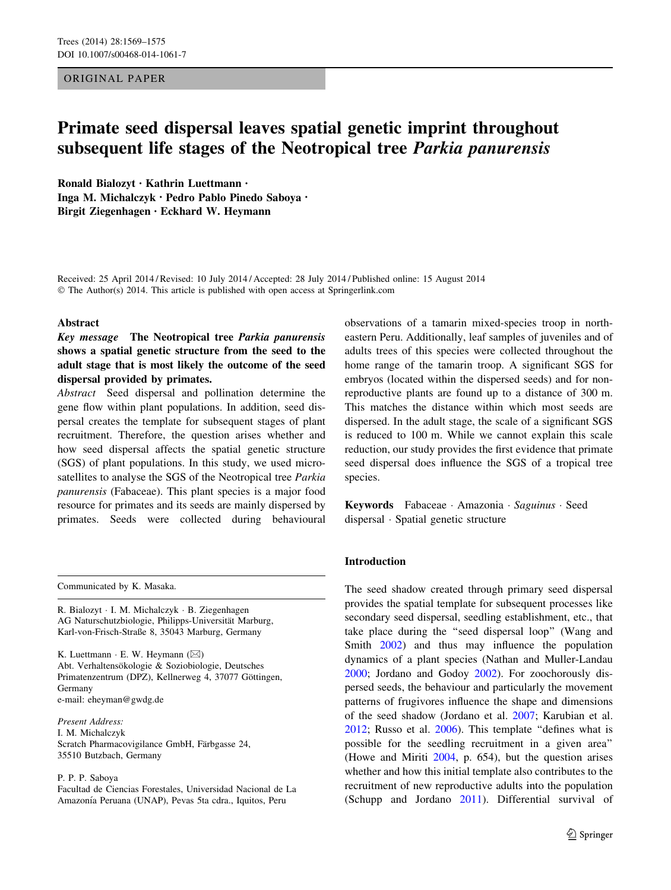ORIGINAL PAPER

# Primate seed dispersal leaves spatial genetic imprint throughout subsequent life stages of the Neotropical tree *Parkia panurensis*

**Ronald Bialozyt · Kathrin Luettmann · Inga M. Michalczyk · Pedro Pablo Pinedo Saboya · Birgit Ziegenhagen · Eckhard W. Heymann**

Received: 25 April 2014 / Revised: 10 July 2014 / Accepted: 28 July 2014 / Published online: 15 August 2014
© The Author(s) 2014. This article is published with open access at Springerlink.com

## Abstract

***Key message*** **The Neotropical tree *Parkia panurensis* shows a spatial genetic structure from the seed to the adult stage that is most likely the outcome of the seed dispersal provided by primates.**

*Abstract* Seed dispersal and pollination determine the gene flow within plant populations. In addition, seed dispersal creates the template for subsequent stages of plant recruitment. Therefore, the question arises whether and how seed dispersal affects the spatial genetic structure (SGS) of plant populations. In this study, we used microsatellites to analyse the SGS of the Neotropical tree *Parkia panurensis* (Fabaceae). This plant species is a major food resource for primates and its seeds are mainly dispersed by primates. Seeds were collected during behavioural observations of a tamarin mixed-species troop in north-eastern Peru. Additionally, leaf samples of juveniles and of adults trees of this species were collected throughout the home range of the tamarin troop. A significant SGS for embryos (located within the dispersed seeds) and for non-reproductive plants are found up to a distance of 300 m. This matches the distance within which most seeds are dispersed. In the adult stage, the scale of a significant SGS is reduced to 100 m. While we cannot explain this scale reduction, our study provides the first evidence that primate seed dispersal does influence the SGS of a tropical tree species.

**Keywords** Fabaceae · Amazonia · *Saguinus* · Seed dispersal · Spatial genetic structure

Communicated by K. Masaka.

R. Bialozyt · I. M. Michalczyk · B. Ziegenhagen
AG Naturschutzbiologie, Philipps-Universität Marburg, Karl-von-Frisch-Straße 8, 35043 Marburg, Germany

K. Luettmann · E. W. Heymann (✉)
Abt. Verhaltensökologie & Soziobiologie, Deutsches Primatenzentrum (DPZ), Kellnerweg 4, 37077 Göttingen, Germany
e-mail: eheyman@gwdg.de

*Present Address:*
I. M. Michalczyk
Scratch Pharmacovigilance GmbH, Färbgasse 24, 35510 Butzbach, Germany

P. P. P. Saboya
Facultad de Ciencias Forestales, Universidad Nacional de La Amazonía Peruana (UNAP), Pevas 5ta cdra., Iquitos, Peru

## Introduction

The seed shadow created through primary seed dispersal provides the spatial template for subsequent processes like secondary seed dispersal, seedling establishment, etc., that take place during the "seed dispersal loop" (Wang and Smith 2002) and thus may influence the population dynamics of a plant species (Nathan and Muller-Landau 2000; Jordano and Godoy 2002). For zoochorously dispersed seeds, the behaviour and particularly the movement patterns of frugivores influence the shape and dimensions of the seed shadow (Jordano et al. 2007; Karubian et al. 2012; Russo et al. 2006). This template "defines what is possible for the seedling recruitment in a given area" (Howe and Miriti 2004, p. 654), but the question arises whether and how this initial template also contributes to the recruitment of new reproductive adults into the population (Schupp and Jordano 2011). Differential survival of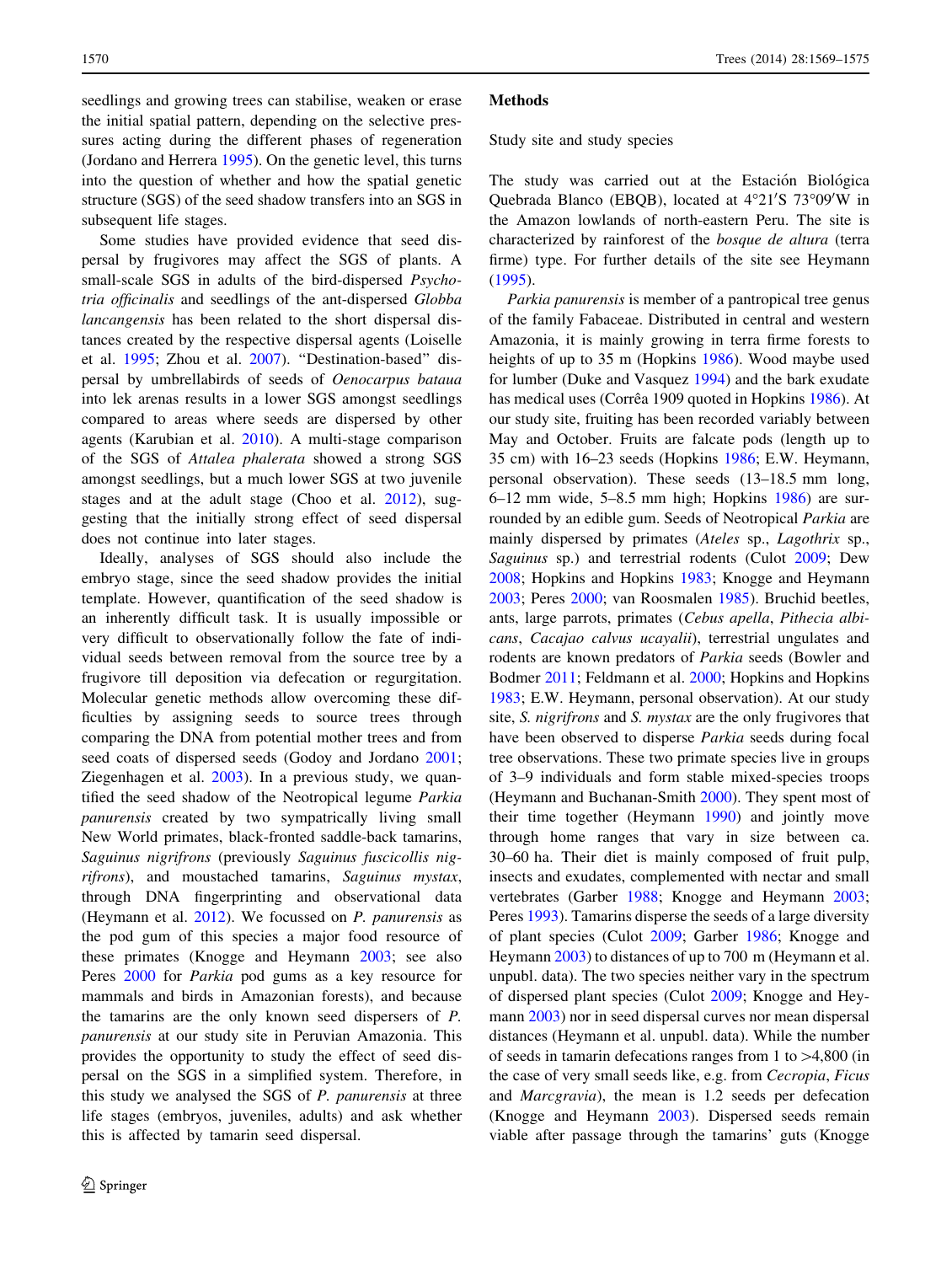seedlings and growing trees can stabilise, weaken or erase the initial spatial pattern, depending on the selective pressures acting during the different phases of regeneration (Jordano and Herrera 1995). On the genetic level, this turns into the question of whether and how the spatial genetic structure (SGS) of the seed shadow transfers into an SGS in subsequent life stages.

Some studies have provided evidence that seed dispersal by frugivores may affect the SGS of plants. A small-scale SGS in adults of the bird-dispersed *Psychotria officinalis* and seedlings of the ant-dispersed *Globba lancangensis* has been related to the short dispersal distances created by the respective dispersal agents (Loiselle et al. 1995; Zhou et al. 2007). "Destination-based" dispersal by umbrellabirds of seeds of *Oenocarpus bataua* into lek arenas results in a lower SGS amongst seedlings compared to areas where seeds are dispersed by other agents (Karubian et al. 2010). A multi-stage comparison of the SGS of *Attalea phalerata* showed a strong SGS amongst seedlings, but a much lower SGS at two juvenile stages and at the adult stage (Choo et al. 2012), suggesting that the initially strong effect of seed dispersal does not continue into later stages.

Ideally, analyses of SGS should also include the embryo stage, since the seed shadow provides the initial template. However, quantification of the seed shadow is an inherently difficult task. It is usually impossible or very difficult to observationally follow the fate of individual seeds between removal from the source tree by a frugivore till deposition via defecation or regurgitation. Molecular genetic methods allow overcoming these difficulties by assigning seeds to source trees through comparing the DNA from potential mother trees and from seed coats of dispersed seeds (Godoy and Jordano 2001; Ziegenhagen et al. 2003). In a previous study, we quantified the seed shadow of the Neotropical legume *Parkia panurensis* created by two sympatrically living small New World primates, black-fronted saddle-back tamarins, *Saguinus nigrifrons* (previously *Saguinus fuscicollis nigrifrons*), and moustached tamarins, *Saguinus mystax*, through DNA fingerprinting and observational data (Heymann et al. 2012). We focussed on *P. panurensis* as the pod gum of this species a major food resource of these primates (Knogge and Heymann 2003; see also Peres 2000 for *Parkia* pod gums as a key resource for mammals and birds in Amazonian forests), and because the tamarins are the only known seed dispersers of *P. panurensis* at our study site in Peruvian Amazonia. This provides the opportunity to study the effect of seed dispersal on the SGS in a simplified system. Therefore, in this study we analysed the SGS of *P. panurensis* at three life stages (embryos, juveniles, adults) and ask whether this is affected by tamarin seed dispersal.

## Methods

### Study site and study species

The study was carried out at the Estación Biológica Quebrada Blanco (EBQB), located at 4°21′S 73°09′W in the Amazon lowlands of north-eastern Peru. The site is characterized by rainforest of the *bosque de altura* (terra firme) type. For further details of the site see Heymann (1995).

*Parkia panurensis* is member of a pantropical tree genus of the family Fabaceae. Distributed in central and western Amazonia, it is mainly growing in terra firme forests to heights of up to 35 m (Hopkins 1986). Wood maybe used for lumber (Duke and Vasquez 1994) and the bark exudate has medical uses (Corrêa 1909 quoted in Hopkins 1986). At our study site, fruiting has been recorded variably between May and October. Fruits are falcate pods (length up to 35 cm) with 16–23 seeds (Hopkins 1986; E.W. Heymann, personal observation). These seeds (13–18.5 mm long, 6–12 mm wide, 5–8.5 mm high; Hopkins 1986) are surrounded by an edible gum. Seeds of Neotropical *Parkia* are mainly dispersed by primates (*Ateles* sp., *Lagothrix* sp., *Saguinus* sp.) and terrestrial rodents (Culot 2009; Dew 2008; Hopkins and Hopkins 1983; Knogge and Heymann 2003; Peres 2000; van Roosmalen 1985). Bruchid beetles, ants, large parrots, primates (*Cebus apella*, *Pithecia albicans*, *Cacajao calvus ucayalii*), terrestrial ungulates and rodents are known predators of *Parkia* seeds (Bowler and Bodmer 2011; Feldmann et al. 2000; Hopkins and Hopkins 1983; E.W. Heymann, personal observation). At our study site, *S. nigrifrons* and *S. mystax* are the only frugivores that have been observed to disperse *Parkia* seeds during focal tree observations. These two primate species live in groups of 3–9 individuals and form stable mixed-species troops (Heymann and Buchanan-Smith 2000). They spent most of their time together (Heymann 1990) and jointly move through home ranges that vary in size between ca. 30–60 ha. Their diet is mainly composed of fruit pulp, insects and exudates, complemented with nectar and small vertebrates (Garber 1988; Knogge and Heymann 2003; Peres 1993). Tamarins disperse the seeds of a large diversity of plant species (Culot 2009; Garber 1986; Knogge and Heymann 2003) to distances of up to 700 m (Heymann et al. unpubl. data). The two species neither vary in the spectrum of dispersed plant species (Culot 2009; Knogge and Heymann 2003) nor in seed dispersal curves nor mean dispersal distances (Heymann et al. unpubl. data). While the number of seeds in tamarin defecations ranges from 1 to >4,800 (in the case of very small seeds like, e.g. from *Cecropia*, *Ficus* and *Marcgravia*), the mean is 1.2 seeds per defecation (Knogge and Heymann 2003). Dispersed seeds remain viable after passage through the tamarins' guts (Knogge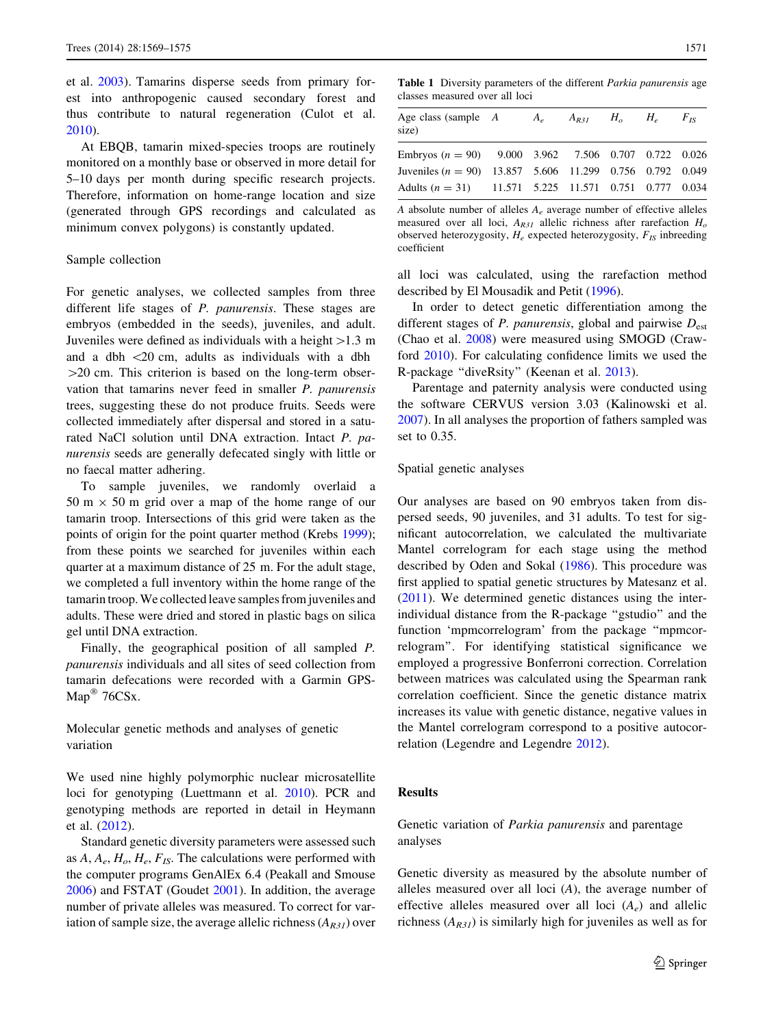et al. 2003). Tamarins disperse seeds from primary forest into anthropogenic caused secondary forest and thus contribute to natural regeneration (Culot et al. 2010).

At EBQB, tamarin mixed-species troops are routinely monitored on a monthly base or observed in more detail for 5–10 days per month during specific research projects. Therefore, information on home-range location and size (generated through GPS recordings and calculated as minimum convex polygons) is constantly updated.

### Sample collection

For genetic analyses, we collected samples from three different life stages of *P. panurensis*. These stages are embryos (embedded in the seeds), juveniles, and adult. Juveniles were defined as individuals with a height >1.3 m and a dbh <20 cm, adults as individuals with a dbh >20 cm. This criterion is based on the long-term observation that tamarins never feed in smaller *P. panurensis* trees, suggesting these do not produce fruits. Seeds were collected immediately after dispersal and stored in a saturated NaCl solution until DNA extraction. Intact *P. panurensis* seeds are generally defecated singly with little or no faecal matter adhering.

To sample juveniles, we randomly overlaid a 50 m × 50 m grid over a map of the home range of our tamarin troop. Intersections of this grid were taken as the points of origin for the point quarter method (Krebs 1999); from these points we searched for juveniles within each quarter at a maximum distance of 25 m. For the adult stage, we completed a full inventory within the home range of the tamarin troop. We collected leave samples from juveniles and adults. These were dried and stored in plastic bags on silica gel until DNA extraction.

Finally, the geographical position of all sampled *P. panurensis* individuals and all sites of seed collection from tamarin defecations were recorded with a Garmin GPS-Map® 76CSx.

### Molecular genetic methods and analyses of genetic variation

We used nine highly polymorphic nuclear microsatellite loci for genotyping (Luettmann et al. 2010). PCR and genotyping methods are reported in detail in Heymann et al. (2012).

Standard genetic diversity parameters were assessed such as $A$, $A_e$, $H_o$, $H_e$, $F_{IS}$. The calculations were performed with the computer programs GenAlEx 6.4 (Peakall and Smouse 2006) and FSTAT (Goudet 2001). In addition, the average number of private alleles was measured. To correct for variation of sample size, the average allelic richness ($A_{R31}$) over all loci was calculated, using the rarefaction method described by El Mousadik and Petit (1996).

**Table 1** Diversity parameters of the different *Parkia panurensis* age classes measured over all loci

| Age class (sample size) | $A$ | $A_e$ | $A_{R31}$ | $H_o$ | $H_e$ | $F_{IS}$ |
|---|---|---|---|---|---|---|
| Embryos ($n = 90$) | 9.000 | 3.962 | 7.506 | 0.707 | 0.722 | 0.026 |
| Juveniles ($n = 90$) | 13.857 | 5.606 | 11.299 | 0.756 | 0.792 | 0.049 |
| Adults ($n = 31$) | 11.571 | 5.225 | 11.571 | 0.751 | 0.777 | 0.034 |

$A$ absolute number of alleles $A_e$ average number of effective alleles measured over all loci, $A_{R31}$ allelic richness after rarefaction $H_o$ observed heterozygosity, $H_e$ expected heterozygosity, $F_{IS}$ inbreeding coefficient

In order to detect genetic differentiation among the different stages of *P. panurensis*, global and pairwise $D_{est}$ (Chao et al. 2008) were measured using SMOGD (Crawford 2010). For calculating confidence limits we used the R-package "diveRsity" (Keenan et al. 2013).

Parentage and paternity analysis were conducted using the software CERVUS version 3.03 (Kalinowski et al. 2007). In all analyses the proportion of fathers sampled was set to 0.35.

### Spatial genetic analyses

Our analyses are based on 90 embryos taken from dispersed seeds, 90 juveniles, and 31 adults. To test for significant autocorrelation, we calculated the multivariate Mantel correlogram for each stage using the method described by Oden and Sokal (1986). This procedure was first applied to spatial genetic structures by Matesanz et al. (2011). We determined genetic distances using the inter-individual distance from the R-package "gstudio" and the function 'mpmcorrelogram' from the package "mpmcorrelogram". For identifying statistical significance we employed a progressive Bonferroni correction. Correlation between matrices was calculated using the Spearman rank correlation coefficient. Since the genetic distance matrix increases its value with genetic distance, negative values in the Mantel correlogram correspond to a positive autocorrelation (Legendre and Legendre 2012).

## Results

### Genetic variation of *Parkia panurensis* and parentage analyses

Genetic diversity as measured by the absolute number of alleles measured over all loci ($A$), the average number of effective alleles measured over all loci ($A_e$) and allelic richness ($A_{R31}$) is similarly high for juveniles as well as for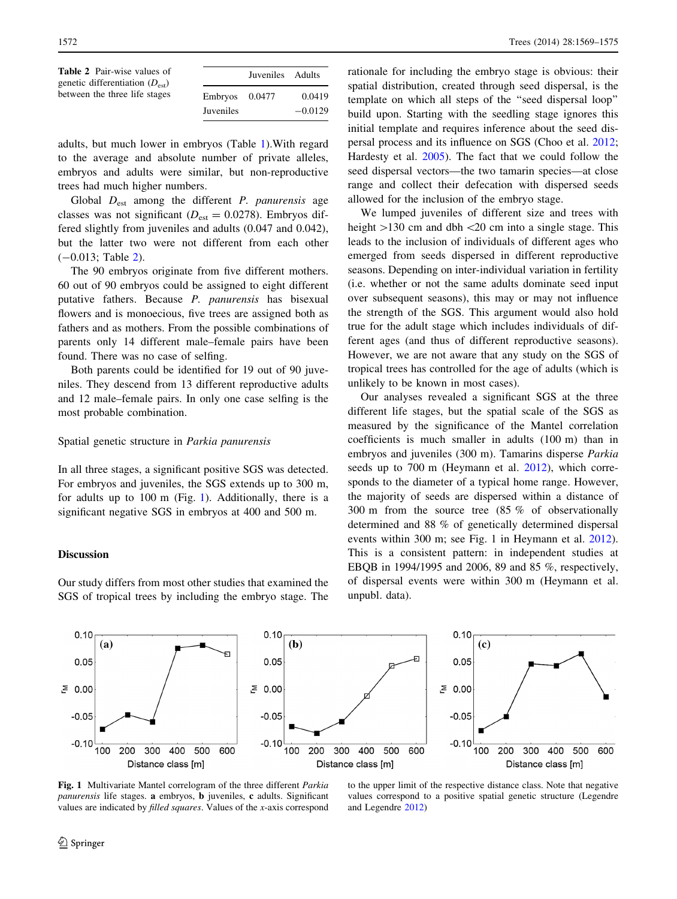**Table 2** Pair-wise values of genetic differentiation ($D_{est}$) between the three life stages

| | Juveniles | Adults |
|---|---|---|
| Embryos | 0.0477 | 0.0419 |
| Juveniles | | −0.0129 |

adults, but much lower in embryos (Table 1).With regard to the average and absolute number of private alleles, embryos and adults were similar, but non-reproductive trees had much higher numbers.

Global $D_{est}$ among the different *P. panurensis* age classes was not significant ($D_{est} = 0.0278$). Embryos differed slightly from juveniles and adults (0.047 and 0.042), but the latter two were not different from each other (−0.013; Table 2).

The 90 embryos originate from five different mothers. 60 out of 90 embryos could be assigned to eight different putative fathers. Because *P. panurensis* has bisexual flowers and is monoecious, five trees are assigned both as fathers and as mothers. From the possible combinations of parents only 14 different male–female pairs have been found. There was no case of selfing.

Both parents could be identified for 19 out of 90 juveniles. They descend from 13 different reproductive adults and 12 male–female pairs. In only one case selfing is the most probable combination.

### Spatial genetic structure in *Parkia panurensis*

In all three stages, a significant positive SGS was detected. For embryos and juveniles, the SGS extends up to 300 m, for adults up to 100 m (Fig. 1). Additionally, there is a significant negative SGS in embryos at 400 and 500 m.

## Discussion

Our study differs from most other studies that examined the SGS of tropical trees by including the embryo stage. The rationale for including the embryo stage is obvious: their spatial distribution, created through seed dispersal, is the template on which all steps of the "seed dispersal loop" build upon. Starting with the seedling stage ignores this initial template and requires inference about the seed dispersal process and its influence on SGS (Choo et al. 2012; Hardesty et al. 2005). The fact that we could follow the seed dispersal vectors—the two tamarin species—at close range and collect their defecation with dispersed seeds allowed for the inclusion of the embryo stage.

We lumped juveniles of different size and trees with height >130 cm and dbh <20 cm into a single stage. This leads to the inclusion of individuals of different ages who emerged from seeds dispersed in different reproductive seasons. Depending on inter-individual variation in fertility (i.e. whether or not the same adults dominate seed input over subsequent seasons), this may or may not influence the strength of the SGS. This argument would also hold true for the adult stage which includes individuals of different ages (and thus of different reproductive seasons). However, we are not aware that any study on the SGS of tropical trees has controlled for the age of adults (which is unlikely to be known in most cases).

Our analyses revealed a significant SGS at the three different life stages, but the spatial scale of the SGS as measured by the significance of the Mantel correlation coefficients is much smaller in adults (100 m) than in embryos and juveniles (300 m). Tamarins disperse *Parkia* seeds up to 700 m (Heymann et al. 2012), which corresponds to the diameter of a typical home range. However, the majority of seeds are dispersed within a distance of 300 m from the source tree (85 % of observationally determined and 88 % of genetically determined dispersal events within 300 m; see Fig. 1 in Heymann et al. 2012). This is a consistent pattern: in independent studies at EBQB in 1994/1995 and 2006, 89 and 85 %, respectively, of dispersal events were within 300 m (Heymann et al. unpubl. data).

**Fig. 1** Multivariate Mantel correlogram of the three different *Parkia panurensis* life stages. **a** embryos, **b** juveniles, **c** adults. Significant values are indicated by *filled squares*. Values of the *x*-axis correspond to the upper limit of the respective distance class. Note that negative values correspond to a positive spatial genetic structure (Legendre and Legendre 2012)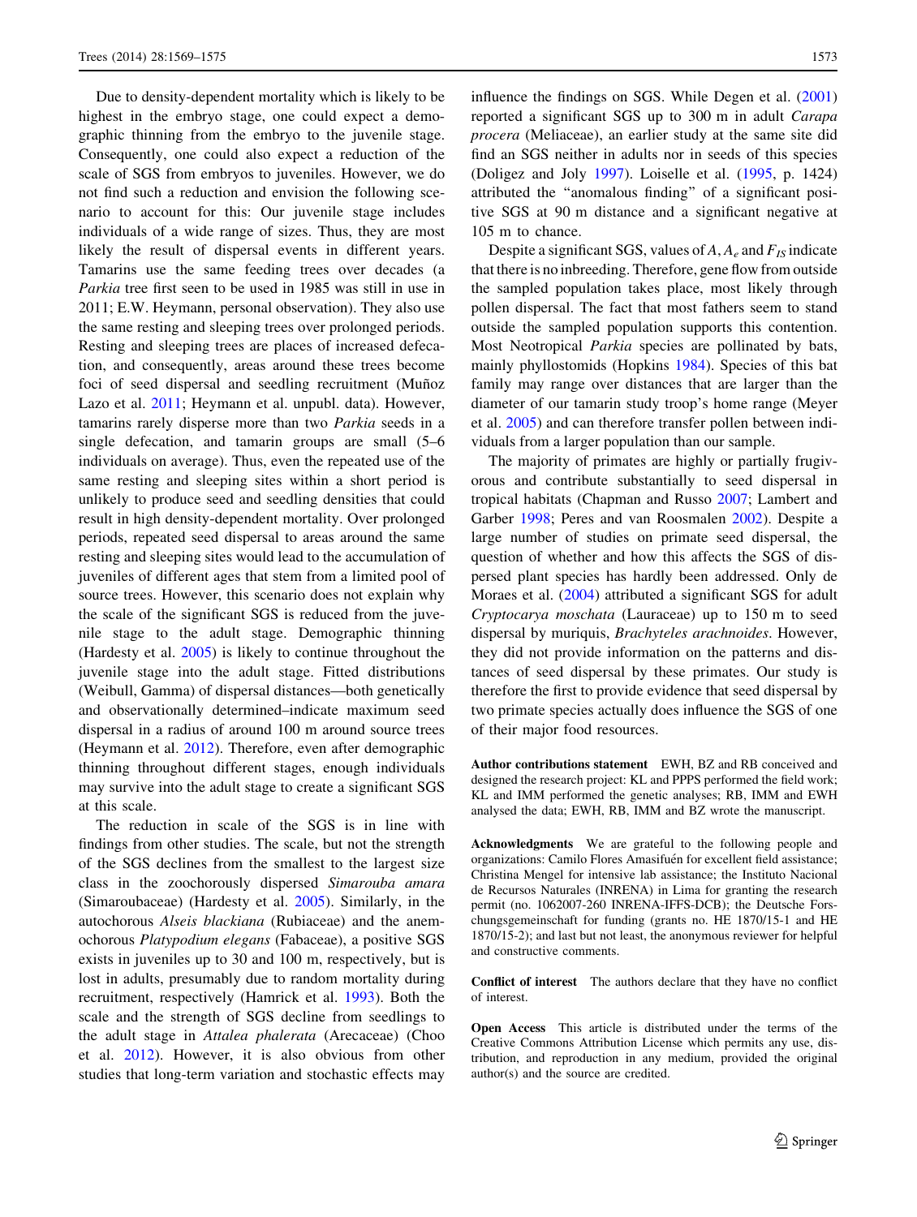Due to density-dependent mortality which is likely to be highest in the embryo stage, one could expect a demographic thinning from the embryo to the juvenile stage. Consequently, one could also expect a reduction of the scale of SGS from embryos to juveniles. However, we do not find such a reduction and envision the following scenario to account for this: Our juvenile stage includes individuals of a wide range of sizes. Thus, they are most likely the result of dispersal events in different years. Tamarins use the same feeding trees over decades (a *Parkia* tree first seen to be used in 1985 was still in use in 2011; E.W. Heymann, personal observation). They also use the same resting and sleeping trees over prolonged periods. Resting and sleeping trees are places of increased defecation, and consequently, areas around these trees become foci of seed dispersal and seedling recruitment (Muñoz Lazo et al. 2011; Heymann et al. unpubl. data). However, tamarins rarely disperse more than two *Parkia* seeds in a single defecation, and tamarin groups are small (5–6 individuals on average). Thus, even the repeated use of the same resting and sleeping sites within a short period is unlikely to produce seed and seedling densities that could result in high density-dependent mortality. Over prolonged periods, repeated seed dispersal to areas around the same resting and sleeping sites would lead to the accumulation of juveniles of different ages that stem from a limited pool of source trees. However, this scenario does not explain why the scale of the significant SGS is reduced from the juvenile stage to the adult stage. Demographic thinning (Hardesty et al. 2005) is likely to continue throughout the juvenile stage into the adult stage. Fitted distributions (Weibull, Gamma) of dispersal distances—both genetically and observationally determined–indicate maximum seed dispersal in a radius of around 100 m around source trees (Heymann et al. 2012). Therefore, even after demographic thinning throughout different stages, enough individuals may survive into the adult stage to create a significant SGS at this scale.

The reduction in scale of the SGS is in line with findings from other studies. The scale, but not the strength of the SGS declines from the smallest to the largest size class in the zoochorously dispersed *Simarouba amara* (Simaroubaceae) (Hardesty et al. 2005). Similarly, in the autochorous *Alseis blackiana* (Rubiaceae) and the anemochorous *Platypodium elegans* (Fabaceae), a positive SGS exists in juveniles up to 30 and 100 m, respectively, but is lost in adults, presumably due to random mortality during recruitment, respectively (Hamrick et al. 1993). Both the scale and the strength of SGS decline from seedlings to the adult stage in *Attalea phalerata* (Arecaceae) (Choo et al. 2012). However, it is also obvious from other studies that long-term variation and stochastic effects may influence the findings on SGS. While Degen et al. (2001) reported a significant SGS up to 300 m in adult *Carapa procera* (Meliaceae), an earlier study at the same site did find an SGS neither in adults nor in seeds of this species (Doligez and Joly 1997). Loiselle et al. (1995, p. 1424) attributed the "anomalous finding" of a significant positive SGS at 90 m distance and a significant negative at 105 m to chance.

Despite a significant SGS, values of $A$, $A_e$ and $F_{IS}$ indicate that there is no inbreeding. Therefore, gene flow from outside the sampled population takes place, most likely through pollen dispersal. The fact that most fathers seem to stand outside the sampled population supports this contention. Most Neotropical *Parkia* species are pollinated by bats, mainly phyllostomids (Hopkins 1984). Species of this bat family may range over distances that are larger than the diameter of our tamarin study troop's home range (Meyer et al. 2005) and can therefore transfer pollen between individuals from a larger population than our sample.

The majority of primates are highly or partially frugivorous and contribute substantially to seed dispersal in tropical habitats (Chapman and Russo 2007; Lambert and Garber 1998; Peres and van Roosmalen 2002). Despite a large number of studies on primate seed dispersal, the question of whether and how this affects the SGS of dispersed plant species has hardly been addressed. Only de Moraes et al. (2004) attributed a significant SGS for adult *Cryptocarya moschata* (Lauraceae) up to 150 m to seed dispersal by muriquis, *Brachyteles arachnoides*. However, they did not provide information on the patterns and distances of seed dispersal by these primates. Our study is therefore the first to provide evidence that seed dispersal by two primate species actually does influence the SGS of one of their major food resources.

**Author contributions statement** EWH, BZ and RB conceived and designed the research project: KL and PPPS performed the field work; KL and IMM performed the genetic analyses; RB, IMM and EWH analysed the data; EWH, RB, IMM and BZ wrote the manuscript.

**Acknowledgments** We are grateful to the following people and organizations: Camilo Flores Amasifuén for excellent field assistance; Christina Mengel for intensive lab assistance; the Instituto Nacional de Recursos Naturales (INRENA) in Lima for granting the research permit (no. 1062007-260 INRENA-IFFS-DCB); the Deutsche Forschungsgemeinschaft for funding (grants no. HE 1870/15-1 and HE 1870/15-2); and last but not least, the anonymous reviewer for helpful and constructive comments.

**Conflict of interest** The authors declare that they have no conflict of interest.

**Open Access** This article is distributed under the terms of the Creative Commons Attribution License which permits any use, distribution, and reproduction in any medium, provided the original author(s) and the source are credited.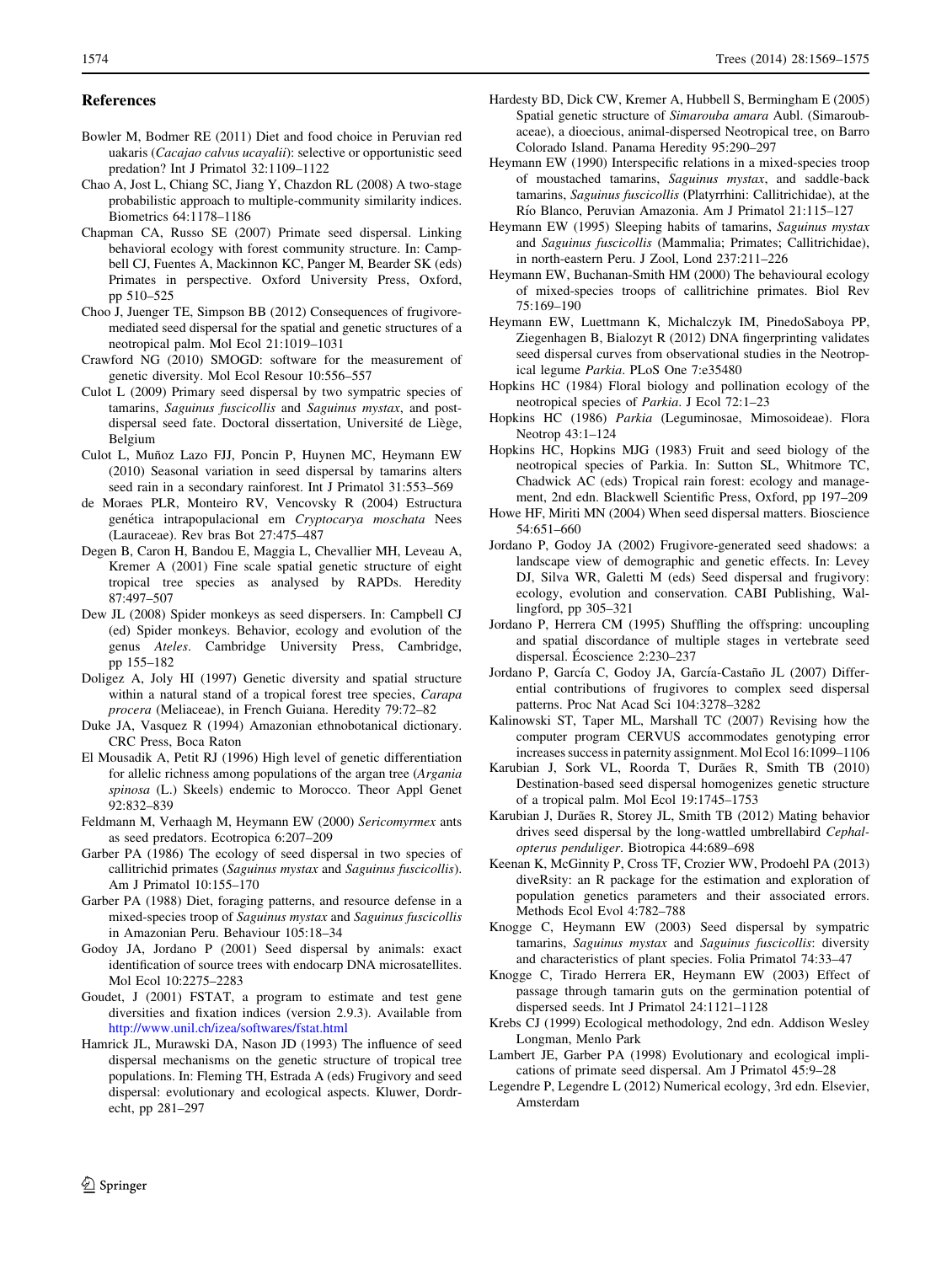## References

Bowler M, Bodmer RE (2011) Diet and food choice in Peruvian red uakaris (*Cacajao calvus ucayalii*): selective or opportunistic seed predation? Int J Primatol 32:1109–1122

Chao A, Jost L, Chiang SC, Jiang Y, Chazdon RL (2008) A two-stage probabilistic approach to multiple-community similarity indices. Biometrics 64:1178–1186

Chapman CA, Russo SE (2007) Primate seed dispersal. Linking behavioral ecology with forest community structure. In: Campbell CJ, Fuentes A, Mackinnon KC, Panger M, Bearder SK (eds) Primates in perspective. Oxford University Press, Oxford, pp 510–525

Choo J, Juenger TE, Simpson BB (2012) Consequences of frugivore-mediated seed dispersal for the spatial and genetic structures of a neotropical palm. Mol Ecol 21:1019–1031

Crawford NG (2010) SMOGD: software for the measurement of genetic diversity. Mol Ecol Resour 10:556–557

Culot L (2009) Primary seed dispersal by two sympatric species of tamarins, *Saguinus fuscicollis* and *Saguinus mystax*, and post-dispersal seed fate. Doctoral dissertation, Université de Liège, Belgium

Culot L, Muñoz Lazo FJJ, Poncin P, Huynen MC, Heymann EW (2010) Seasonal variation in seed dispersal by tamarins alters seed rain in a secondary rainforest. Int J Primatol 31:553–569

de Moraes PLR, Monteiro RV, Vencovsky R (2004) Estructura genética intrapopulacional em *Cryptocarya moschata* Nees (Lauraceae). Rev bras Bot 27:475–487

Degen B, Caron H, Bandou E, Maggia L, Chevallier MH, Leveau A, Kremer A (2001) Fine scale spatial genetic structure of eight tropical tree species as analysed by RAPDs. Heredity 87:497–507

Dew JL (2008) Spider monkeys as seed dispersers. In: Campbell CJ (ed) Spider monkeys. Behavior, ecology and evolution of the genus *Ateles*. Cambridge University Press, Cambridge, pp 155–182

Doligez A, Joly HI (1997) Genetic diversity and spatial structure within a natural stand of a tropical forest tree species, *Carapa procera* (Meliaceae), in French Guiana. Heredity 79:72–82

Duke JA, Vasquez R (1994) Amazonian ethnobotanical dictionary. CRC Press, Boca Raton

El Mousadik A, Petit RJ (1996) High level of genetic differentiation for allelic richness among populations of the argan tree (*Argania spinosa* (L.) Skeels) endemic to Morocco. Theor Appl Genet 92:832–839

Feldmann M, Verhaagh M, Heymann EW (2000) *Sericomyrmex* ants as seed predators. Ecotropica 6:207–209

Garber PA (1986) The ecology of seed dispersal in two species of callitrichid primates (*Saguinus mystax* and *Saguinus fuscicollis*). Am J Primatol 10:155–170

Garber PA (1988) Diet, foraging patterns, and resource defense in a mixed-species troop of *Saguinus mystax* and *Saguinus fuscicollis* in Amazonian Peru. Behaviour 105:18–34

Godoy JA, Jordano P (2001) Seed dispersal by animals: exact identification of source trees with endocarp DNA microsatellites. Mol Ecol 10:2275–2283

Goudet, J (2001) FSTAT, a program to estimate and test gene diversities and fixation indices (version 2.9.3). Available from http://www.unil.ch/izea/softwares/fstat.html

Hamrick JL, Murawski DA, Nason JD (1993) The influence of seed dispersal mechanisms on the genetic structure of tropical tree populations. In: Fleming TH, Estrada A (eds) Frugivory and seed dispersal: evolutionary and ecological aspects. Kluwer, Dordrecht, pp 281–297

Hardesty BD, Dick CW, Kremer A, Hubbell S, Bermingham E (2005) Spatial genetic structure of *Simarouba amara* Aubl. (Simaroubaceae), a dioecious, animal-dispersed Neotropical tree, on Barro Colorado Island. Panama Heredity 95:290–297

Heymann EW (1990) Interspecific relations in a mixed-species troop of moustached tamarins, *Saguinus mystax*, and saddle-back tamarins, *Saguinus fuscicollis* (Platyrrhini: Callitrichidae), at the Río Blanco, Peruvian Amazonia. Am J Primatol 21:115–127

Heymann EW (1995) Sleeping habits of tamarins, *Saguinus mystax* and *Saguinus fuscicollis* (Mammalia; Primates; Callitrichidae), in north-eastern Peru. J Zool, Lond 237:211–226

Heymann EW, Buchanan-Smith HM (2000) The behavioural ecology of mixed-species troops of callitrichine primates. Biol Rev 75:169–190

Heymann EW, Luettmann K, Michalczyk IM, PinedoSaboya PP, Ziegenhagen B, Bialozyt R (2012) DNA fingerprinting validates seed dispersal curves from observational studies in the Neotropical legume *Parkia*. PLoS One 7:e35480

Hopkins HC (1984) Floral biology and pollination ecology of the neotropical species of *Parkia*. J Ecol 72:1–23

Hopkins HC (1986) *Parkia* (Leguminosae, Mimosoideae). Flora Neotrop 43:1–124

Hopkins HC, Hopkins MJG (1983) Fruit and seed biology of the neotropical species of Parkia. In: Sutton SL, Whitmore TC, Chadwick AC (eds) Tropical rain forest: ecology and management, 2nd edn. Blackwell Scientific Press, Oxford, pp 197–209

Howe HF, Miriti MN (2004) When seed dispersal matters. Bioscience 54:651–660

Jordano P, Godoy JA (2002) Frugivore-generated seed shadows: a landscape view of demographic and genetic effects. In: Levey DJ, Silva WR, Galetti M (eds) Seed dispersal and frugivory: ecology, evolution and conservation. CABI Publishing, Wallingford, pp 305–321

Jordano P, Herrera CM (1995) Shuffling the offspring: uncoupling and spatial discordance of multiple stages in vertebrate seed dispersal. Écoscience 2:230–237

Jordano P, García C, Godoy JA, García-Castaño JL (2007) Differential contributions of frugivores to complex seed dispersal patterns. Proc Nat Acad Sci 104:3278–3282

Kalinowski ST, Taper ML, Marshall TC (2007) Revising how the computer program CERVUS accommodates genotyping error increases success in paternity assignment. Mol Ecol 16:1099–1106

Karubian J, Sork VL, Roorda T, Durães R, Smith TB (2010) Destination-based seed dispersal homogenizes genetic structure of a tropical palm. Mol Ecol 19:1745–1753

Karubian J, Durães R, Storey JL, Smith TB (2012) Mating behavior drives seed dispersal by the long-wattled umbrellabird *Cephalopterus penduliger*. Biotropica 44:689–698

Keenan K, McGinnity P, Cross TF, Crozier WW, Prodoehl PA (2013) diveRsity: an R package for the estimation and exploration of population genetics parameters and their associated errors. Methods Ecol Evol 4:782–788

Knogge C, Heymann EW (2003) Seed dispersal by sympatric tamarins, *Saguinus mystax* and *Saguinus fuscicollis*: diversity and characteristics of plant species. Folia Primatol 74:33–47

Knogge C, Tirado Herrera ER, Heymann EW (2003) Effect of passage through tamarin guts on the germination potential of dispersed seeds. Int J Primatol 24:1121–1128

Krebs CJ (1999) Ecological methodology, 2nd edn. Addison Wesley Longman, Menlo Park

Lambert JE, Garber PA (1998) Evolutionary and ecological implications of primate seed dispersal. Am J Primatol 45:9–28

Legendre P, Legendre L (2012) Numerical ecology, 3rd edn. Elsevier, Amsterdam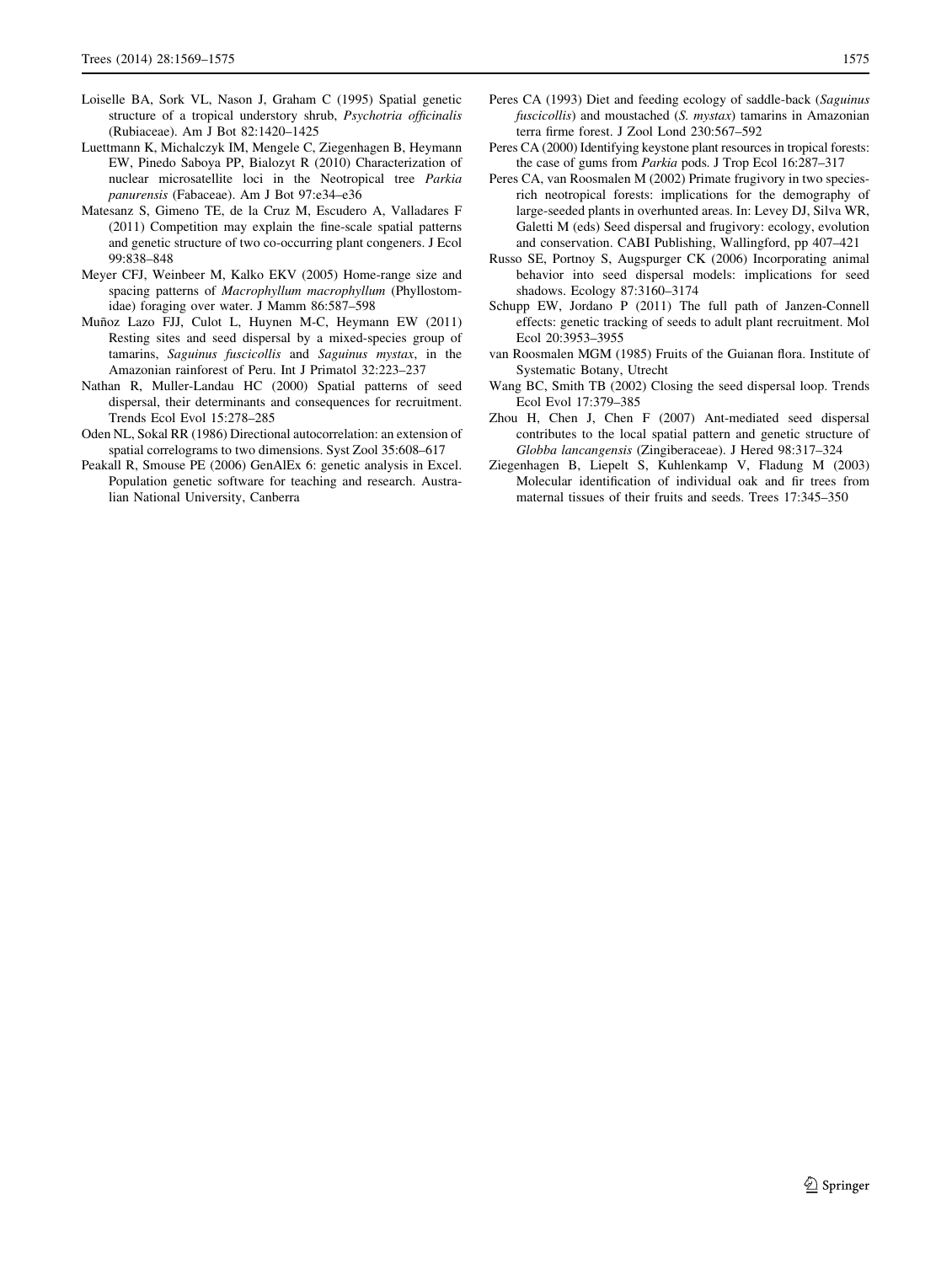Loiselle BA, Sork VL, Nason J, Graham C (1995) Spatial genetic structure of a tropical understory shrub, *Psychotria officinalis* (Rubiaceae). Am J Bot 82:1420–1425

Luettmann K, Michalczyk IM, Mengele C, Ziegenhagen B, Heymann EW, Pinedo Saboya PP, Bialozyt R (2010) Characterization of nuclear microsatellite loci in the Neotropical tree *Parkia panurensis* (Fabaceae). Am J Bot 97:e34–e36

Matesanz S, Gimeno TE, de la Cruz M, Escudero A, Valladares F (2011) Competition may explain the fine-scale spatial patterns and genetic structure of two co-occurring plant congeners. J Ecol 99:838–848

Meyer CFJ, Weinbeer M, Kalko EKV (2005) Home-range size and spacing patterns of *Macrophyllum macrophyllum* (Phyllostomidae) foraging over water. J Mamm 86:587–598

Muñoz Lazo FJJ, Culot L, Huynen M-C, Heymann EW (2011) Resting sites and seed dispersal by a mixed-species group of tamarins, *Saguinus fuscicollis* and *Saguinus mystax*, in the Amazonian rainforest of Peru. Int J Primatol 32:223–237

Nathan R, Muller-Landau HC (2000) Spatial patterns of seed dispersal, their determinants and consequences for recruitment. Trends Ecol Evol 15:278–285

Oden NL, Sokal RR (1986) Directional autocorrelation: an extension of spatial correlograms to two dimensions. Syst Zool 35:608–617

Peakall R, Smouse PE (2006) GenAlEx 6: genetic analysis in Excel. Population genetic software for teaching and research. Australian National University, Canberra

Peres CA (1993) Diet and feeding ecology of saddle-back (*Saguinus fuscicollis*) and moustached (*S. mystax*) tamarins in Amazonian terra firme forest. J Zool Lond 230:567–592

Peres CA (2000) Identifying keystone plant resources in tropical forests: the case of gums from *Parkia* pods. J Trop Ecol 16:287–317

Peres CA, van Roosmalen M (2002) Primate frugivory in two species-rich neotropical forests: implications for the demography of large-seeded plants in overhunted areas. In: Levey DJ, Silva WR, Galetti M (eds) Seed dispersal and frugivory: ecology, evolution and conservation. CABI Publishing, Wallingford, pp 407–421

Russo SE, Portnoy S, Augspurger CK (2006) Incorporating animal behavior into seed dispersal models: implications for seed shadows. Ecology 87:3160–3174

Schupp EW, Jordano P (2011) The full path of Janzen-Connell effects: genetic tracking of seeds to adult plant recruitment. Mol Ecol 20:3953–3955

van Roosmalen MGM (1985) Fruits of the Guianan flora. Institute of Systematic Botany, Utrecht

Wang BC, Smith TB (2002) Closing the seed dispersal loop. Trends Ecol Evol 17:379–385

Zhou H, Chen J, Chen F (2007) Ant-mediated seed dispersal contributes to the local spatial pattern and genetic structure of *Globba lancangensis* (Zingiberaceae). J Hered 98:317–324

Ziegenhagen B, Liepelt S, Kuhlenkamp V, Fladung M (2003) Molecular identification of individual oak and fir trees from maternal tissues of their fruits and seeds. Trees 17:345–350